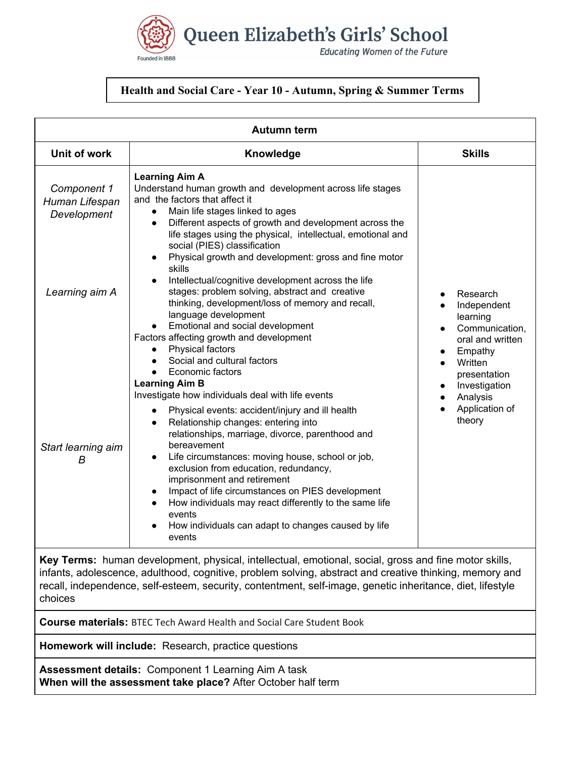# Queen Elizabeth's Girls' School

*Educating Women of the Future*

Founded in 1888

## Health and Social Care - Year 10 - Autumn, Spring & Summer Terms

| Autumn term | | |
|---|---|---|
| **Unit of work** | **Knowledge** | **Skills** |
| *Component 1 Human Lifespan Development*<br><br>*Learning aim A*<br><br>*Start learning aim B* | **Learning Aim A**<br>Understand human growth and development across life stages and the factors that affect it<br>• Main life stages linked to ages<br>• Different aspects of growth and development across the life stages using the physical, intellectual, emotional and social (PIES) classification<br>• Physical growth and development: gross and fine motor skills<br>• Intellectual/cognitive development across the life stages: problem solving, abstract and creative thinking, development/loss of memory and recall, language development<br>• Emotional and social development<br>Factors affecting growth and development<br>• Physical factors<br>• Social and cultural factors<br>• Economic factors<br>**Learning Aim B**<br>Investigate how individuals deal with life events<br>• Physical events: accident/injury and ill health<br>• Relationship changes: entering into relationships, marriage, divorce, parenthood and bereavement<br>• Life circumstances: moving house, school or job, exclusion from education, redundancy, imprisonment and retirement<br>• Impact of life circumstances on PIES development<br>• How individuals may react differently to the same life events<br>• How individuals can adapt to changes caused by life events | • Research<br>• Independent learning<br>• Communication, oral and written<br>• Empathy<br>• Written presentation<br>• Investigation<br>• Analysis<br>• Application of theory |

**Key Terms:** human development, physical, intellectual, emotional, social, gross and fine motor skills, infants, adolescence, adulthood, cognitive, problem solving, abstract and creative thinking, memory and recall, independence, self-esteem, security, contentment, self-image, genetic inheritance, diet, lifestyle choices

**Course materials:** BTEC Tech Award Health and Social Care Student Book

**Homework will include:** Research, practice questions

**Assessment details:** Component 1 Learning Aim A task
**When will the assessment take place?** After October half term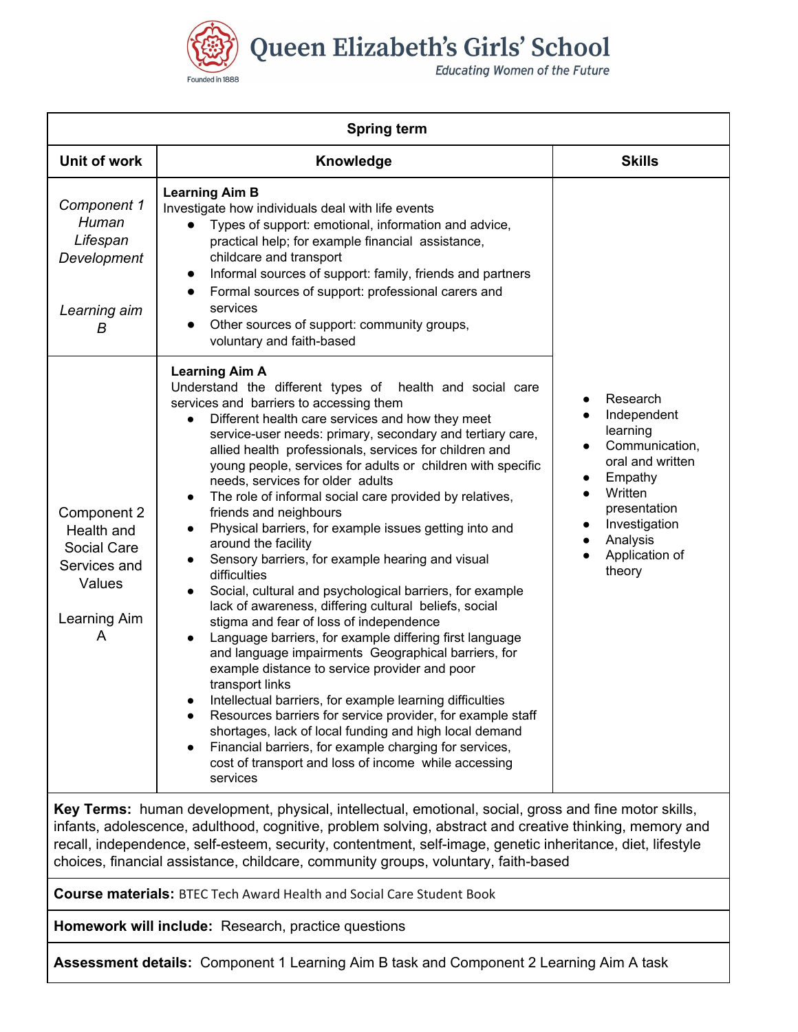**Queen Elizabeth's Girls' School**
*Educating Women of the Future*

| Spring term | | |
|---|---|---|
| **Unit of work** | **Knowledge** | **Skills** |
| *Component 1 Human Lifespan Development*<br><br>*Learning aim B* | **Learning Aim B**<br>Investigate how individuals deal with life events<br>• Types of support: emotional, information and advice, practical help; for example financial assistance, childcare and transport<br>• Informal sources of support: family, friends and partners<br>• Formal sources of support: professional carers and services<br>• Other sources of support: community groups, voluntary and faith-based | • Research<br>• Independent learning<br>• Communication, oral and written<br>• Empathy<br>• Written presentation<br>• Investigation<br>• Analysis<br>• Application of theory |
| Component 2 Health and Social Care Services and Values<br><br>Learning Aim A | **Learning Aim A**<br>Understand the different types of health and social care services and barriers to accessing them<br>• Different health care services and how they meet service-user needs: primary, secondary and tertiary care, allied health professionals, services for children and young people, services for adults or children with specific needs, services for older adults<br>• The role of informal social care provided by relatives, friends and neighbours<br>• Physical barriers, for example issues getting into and around the facility<br>• Sensory barriers, for example hearing and visual difficulties<br>• Social, cultural and psychological barriers, for example lack of awareness, differing cultural beliefs, social stigma and fear of loss of independence<br>• Language barriers, for example differing first language and language impairments Geographical barriers, for example distance to service provider and poor transport links<br>• Intellectual barriers, for example learning difficulties<br>• Resources barriers for service provider, for example staff shortages, lack of local funding and high local demand<br>• Financial barriers, for example charging for services, cost of transport and loss of income while accessing services | |

**Key Terms:** human development, physical, intellectual, emotional, social, gross and fine motor skills, infants, adolescence, adulthood, cognitive, problem solving, abstract and creative thinking, memory and recall, independence, self-esteem, security, contentment, self-image, genetic inheritance, diet, lifestyle choices, financial assistance, childcare, community groups, voluntary, faith-based

**Course materials:** BTEC Tech Award Health and Social Care Student Book

**Homework will include:** Research, practice questions

**Assessment details:** Component 1 Learning Aim B task and Component 2 Learning Aim A task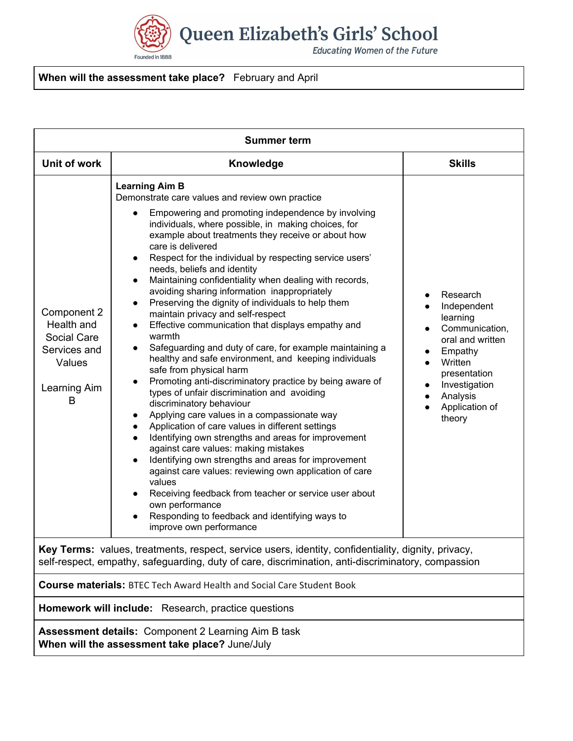Queen Elizabeth's Girls' School

Educating Women of the Future

Founded in 1888

| **When will the assessment take place?** February and April |
|---|

| **Summer term** | | |
|---|---|---|
| **Unit of work** | **Knowledge** | **Skills** |
| Component 2 Health and Social Care Services and Values<br><br>Learning Aim B | **Learning Aim B**<br>Demonstrate care values and review own practice<br>• Empowering and promoting independence by involving individuals, where possible, in making choices, for example about treatments they receive or about how care is delivered<br>• Respect for the individual by respecting service users' needs, beliefs and identity<br>• Maintaining confidentiality when dealing with records, avoiding sharing information inappropriately<br>• Preserving the dignity of individuals to help them maintain privacy and self-respect<br>• Effective communication that displays empathy and warmth<br>• Safeguarding and duty of care, for example maintaining a healthy and safe environment, and keeping individuals safe from physical harm<br>• Promoting anti-discriminatory practice by being aware of types of unfair discrimination and avoiding discriminatory behaviour<br>• Applying care values in a compassionate way<br>• Application of care values in different settings<br>• Identifying own strengths and areas for improvement against care values: making mistakes<br>• Identifying own strengths and areas for improvement against care values: reviewing own application of care values<br>• Receiving feedback from teacher or service user about own performance<br>• Responding to feedback and identifying ways to improve own performance | • Research<br>• Independent learning<br>• Communication, oral and written<br>• Empathy<br>• Written presentation<br>• Investigation<br>• Analysis<br>• Application of theory |
| **Key Terms:** values, treatments, respect, service users, identity, confidentiality, dignity, privacy, self-respect, empathy, safeguarding, duty of care, discrimination, anti-discriminatory, compassion | | |
| **Course materials:** BTEC Tech Award Health and Social Care Student Book | | |
| **Homework will include:** Research, practice questions | | |
| **Assessment details:** Component 2 Learning Aim B task<br>**When will the assessment take place?** June/July | | |